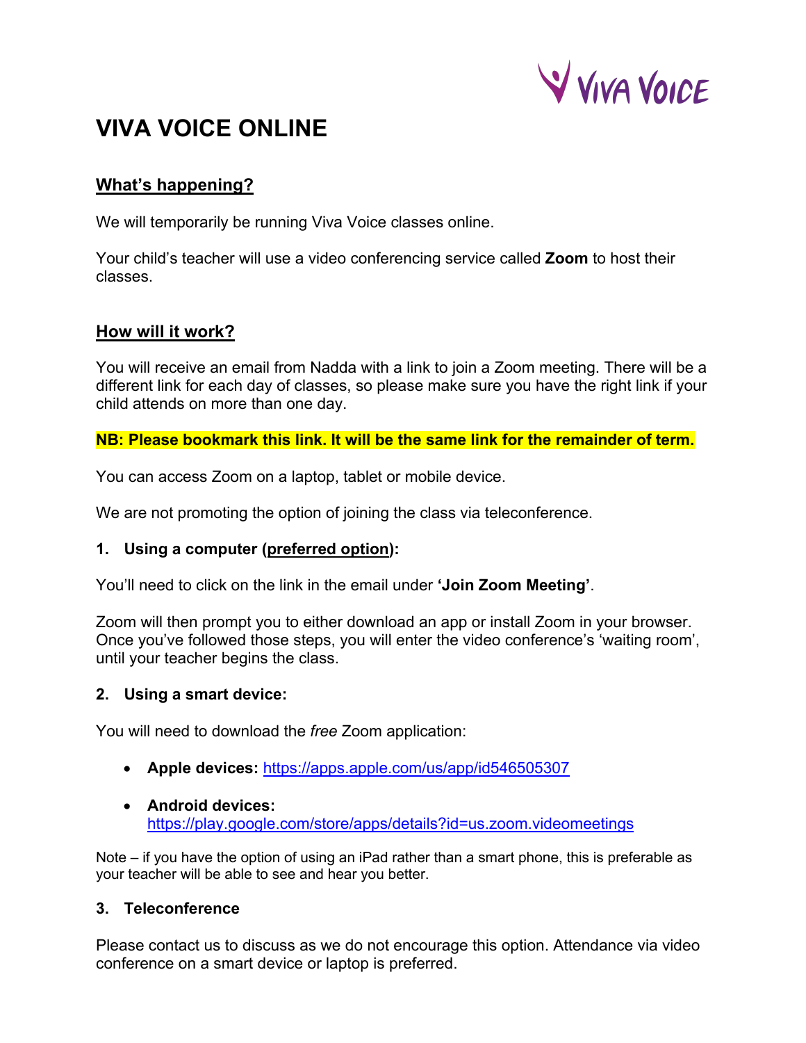# VIVA VOICE ONLINE

## What's happening?

We will temporarily be running Viva Voice classes online.

Your child's teacher will use a video conferencing service called **Zoom** to host their classes.

## How will it work?

You will receive an email from Nadda with a link to join a Zoom meeting. There will be a different link for each day of classes, so please make sure you have the right link if your child attends on more than one day.

**NB: Please bookmark this link. It will be the same link for the remainder of term.**

You can access Zoom on a laptop, tablet or mobile device.

We are not promoting the option of joining the class via teleconference.

### 1. Using a computer (preferred option):

You'll need to click on the link in the email under **'Join Zoom Meeting'**.

Zoom will then prompt you to either download an app or install Zoom in your browser. Once you've followed those steps, you will enter the video conference's 'waiting room', until your teacher begins the class.

### 2. Using a smart device:

You will need to download the *free* Zoom application:

- **Apple devices:** https://apps.apple.com/us/app/id546505307
- **Android devices:** https://play.google.com/store/apps/details?id=us.zoom.videomeetings

Note – if you have the option of using an iPad rather than a smart phone, this is preferable as your teacher will be able to see and hear you better.

### 3. Teleconference

Please contact us to discuss as we do not encourage this option. Attendance via video conference on a smart device or laptop is preferred.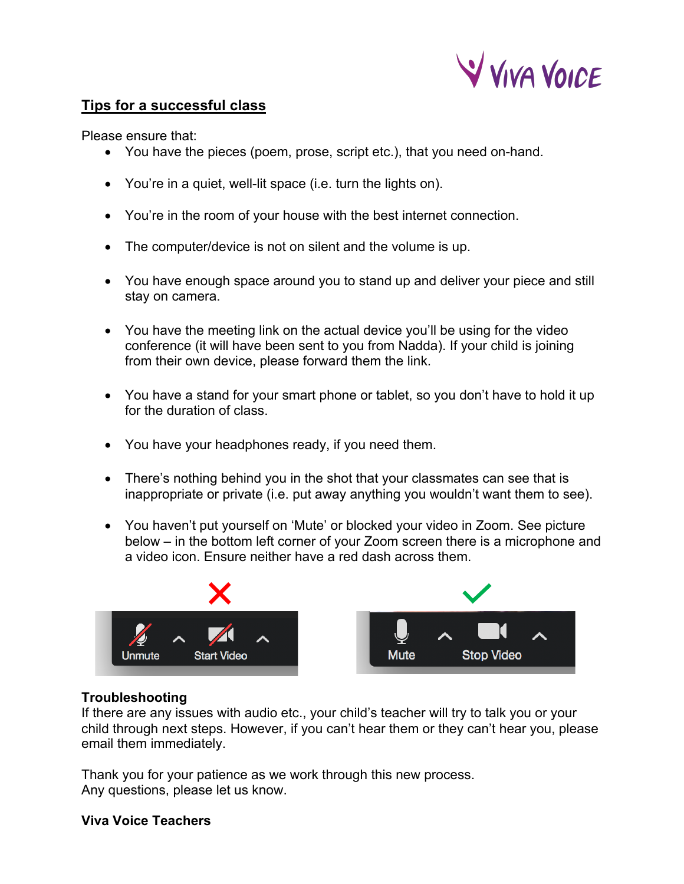## Tips for a successful class

Please ensure that:

- You have the pieces (poem, prose, script etc.), that you need on-hand.
- You're in a quiet, well-lit space (i.e. turn the lights on).
- You're in the room of your house with the best internet connection.
- The computer/device is not on silent and the volume is up.
- You have enough space around you to stand up and deliver your piece and still stay on camera.
- You have the meeting link on the actual device you'll be using for the video conference (it will have been sent to you from Nadda). If your child is joining from their own device, please forward them the link.
- You have a stand for your smart phone or tablet, so you don't have to hold it up for the duration of class.
- You have your headphones ready, if you need them.
- There's nothing behind you in the shot that your classmates can see that is inappropriate or private (i.e. put away anything you wouldn't want them to see).
- You haven't put yourself on 'Mute' or blocked your video in Zoom. See picture below – in the bottom left corner of your Zoom screen there is a microphone and a video icon. Ensure neither have a red dash across them.

Unmute Start Video

Mute Stop Video

**Troubleshooting**
If there are any issues with audio etc., your child's teacher will try to talk you or your child through next steps. However, if you can't hear them or they can't hear you, please email them immediately.

Thank you for your patience as we work through this new process.
Any questions, please let us know.

**Viva Voice Teachers**